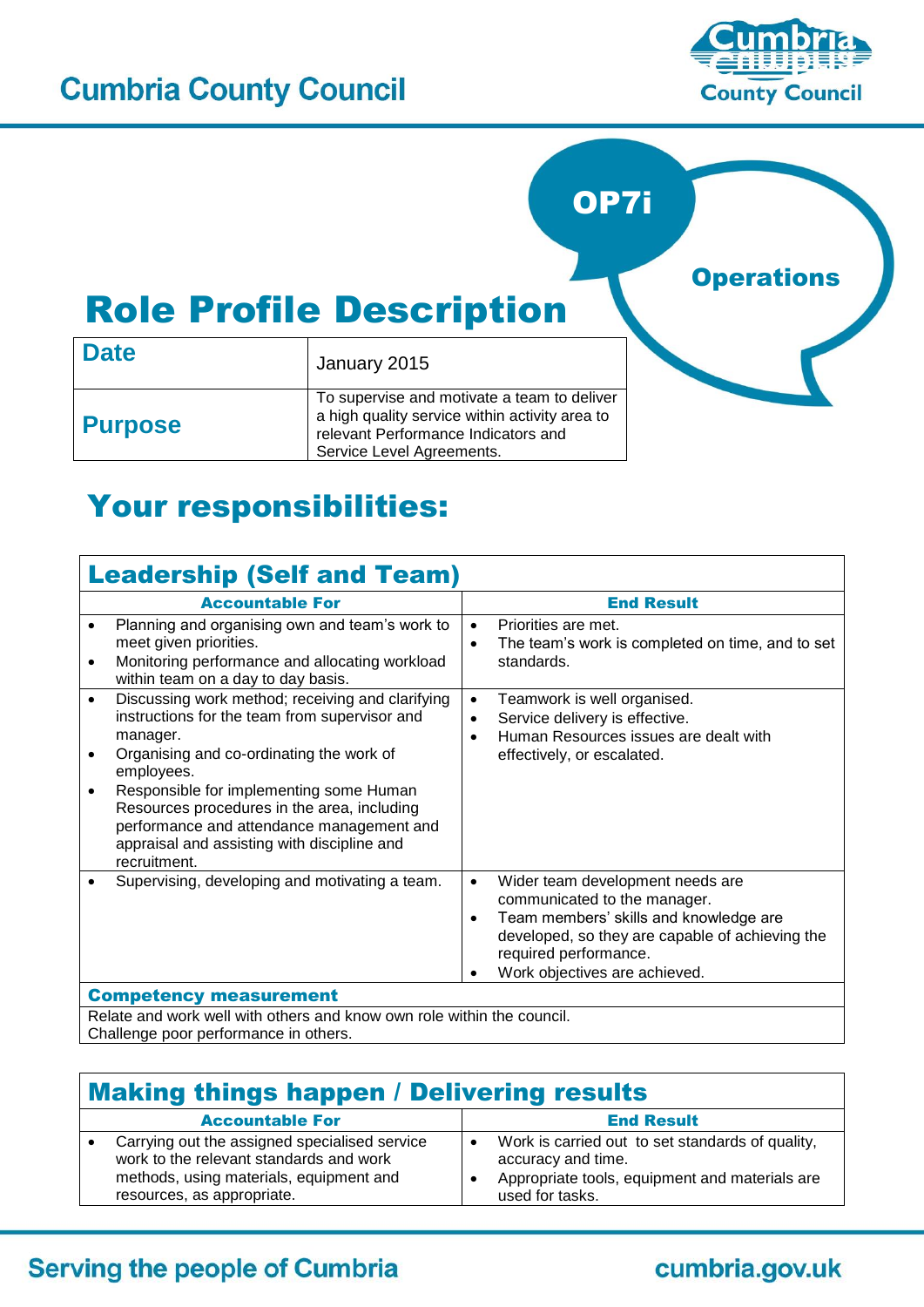# Cumbria County Council

**OP7i**

**Operations**

# Role Profile Description

| | |
|---|---|
| **Date** | January 2015 |
| **Purpose** | To supervise and motivate a team to deliver a high quality service within activity area to relevant Performance Indicators and Service Level Agreements. |

# Your responsibilities:

## Leadership (Self and Team)

| Accountable For | End Result |
|---|---|
| • Planning and organising own and team's work to meet given priorities.<br>• Monitoring performance and allocating workload within team on a day to day basis. | • Priorities are met.<br>• The team's work is completed on time, and to set standards. |
| • Discussing work method; receiving and clarifying instructions for the team from supervisor and manager.<br>• Organising and co-ordinating the work of employees.<br>• Responsible for implementing some Human Resources procedures in the area, including performance and attendance management and appraisal and assisting with discipline and recruitment. | • Teamwork is well organised.<br>• Service delivery is effective.<br>• Human Resources issues are dealt with effectively, or escalated. |
| • Supervising, developing and motivating a team. | • Wider team development needs are communicated to the manager.<br>• Team members' skills and knowledge are developed, so they are capable of achieving the required performance.<br>• Work objectives are achieved. |

**Competency measurement**

Relate and work well with others and know own role within the council.
Challenge poor performance in others.

## Making things happen / Delivering results

| Accountable For | End Result |
|---|---|
| • Carrying out the assigned specialised service work to the relevant standards and work methods, using materials, equipment and resources, as appropriate. | • Work is carried out to set standards of quality, accuracy and time.<br>• Appropriate tools, equipment and materials are used for tasks. |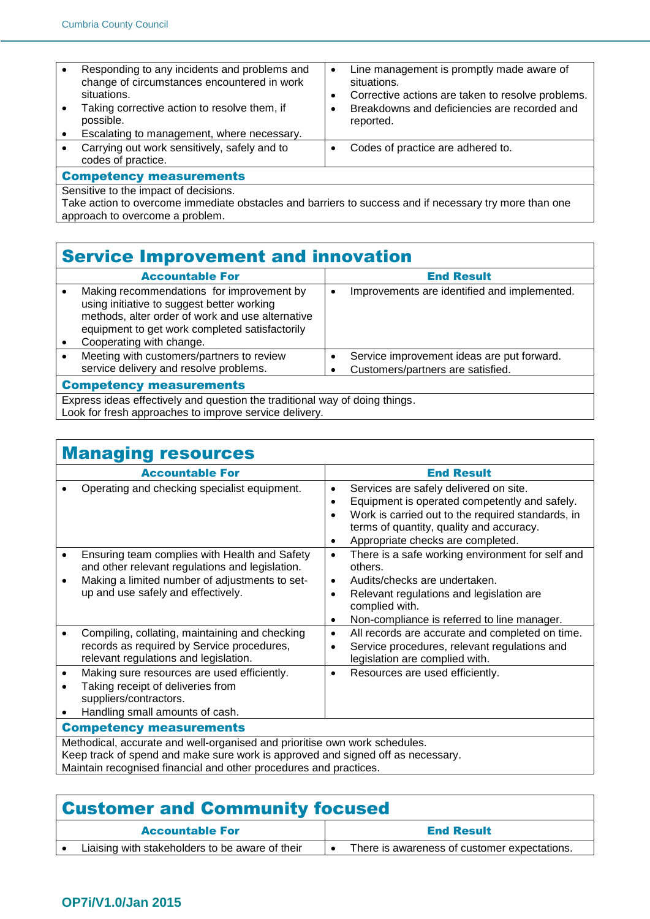| | |
|---|---|
| • Responding to any incidents and problems and change of circumstances encountered in work situations.<br>• Taking corrective action to resolve them, if possible.<br>• Escalating to management, where necessary. | • Line management is promptly made aware of situations.<br>• Corrective actions are taken to resolve problems.<br>• Breakdowns and deficiencies are recorded and reported. |
| • Carrying out work sensitively, safely and to codes of practice. | • Codes of practice are adhered to. |

**Competency measurements**

Sensitive to the impact of decisions.
Take action to overcome immediate obstacles and barriers to success and if necessary try more than one approach to overcome a problem.

## Service Improvement and innovation

| Accountable For | End Result |
|---|---|
| • Making recommendations for improvement by using initiative to suggest better working methods, alter order of work and use alternative equipment to get work completed satisfactorily<br>• Cooperating with change. | • Improvements are identified and implemented. |
| • Meeting with customers/partners to review service delivery and resolve problems. | • Service improvement ideas are put forward.<br>• Customers/partners are satisfied. |

**Competency measurements**

Express ideas effectively and question the traditional way of doing things.
Look for fresh approaches to improve service delivery.

## Managing resources

| Accountable For | End Result |
|---|---|
| • Operating and checking specialist equipment. | • Services are safely delivered on site.<br>• Equipment is operated competently and safely.<br>• Work is carried out to the required standards, in terms of quantity, quality and accuracy.<br>• Appropriate checks are completed. |
| • Ensuring team complies with Health and Safety and other relevant regulations and legislation.<br>• Making a limited number of adjustments to set-up and use safely and effectively. | • There is a safe working environment for self and others.<br>• Audits/checks are undertaken.<br>• Relevant regulations and legislation are complied with.<br>• Non-compliance is referred to line manager. |
| • Compiling, collating, maintaining and checking records as required by Service procedures, relevant regulations and legislation. | • All records are accurate and completed on time.<br>• Service procedures, relevant regulations and legislation are complied with. |
| • Making sure resources are used efficiently.<br>• Taking receipt of deliveries from suppliers/contractors.<br>• Handling small amounts of cash. | • Resources are used efficiently. |

**Competency measurements**

Methodical, accurate and well-organised and prioritise own work schedules.
Keep track of spend and make sure work is approved and signed off as necessary.
Maintain recognised financial and other procedures and practices.

## Customer and Community focused

| Accountable For | End Result |
|---|---|
| • Liaising with stakeholders to be aware of their | • There is awareness of customer expectations. |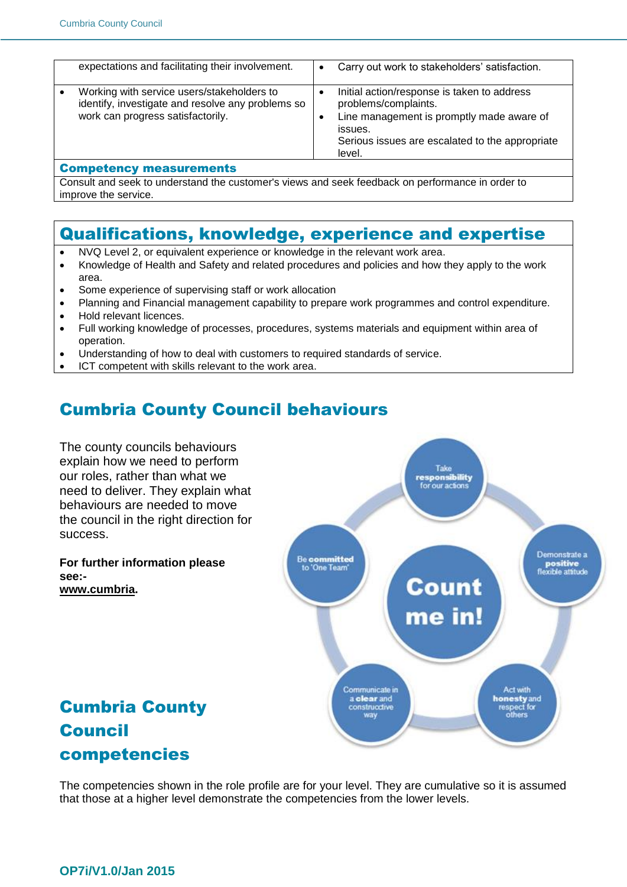| | |
|---|---|
| expectations and facilitating their involvement. | • Carry out work to stakeholders' satisfaction. |
| • Working with service users/stakeholders to identify, investigate and resolve any problems so work can progress satisfactorily. | • Initial action/response is taken to address problems/complaints.<br>• Line management is promptly made aware of issues.<br>Serious issues are escalated to the appropriate level. |
| **Competency measurements** | |
| Consult and seek to understand the customer's views and seek feedback on performance in order to improve the service. | |

## Qualifications, knowledge, experience and expertise

- NVQ Level 2, or equivalent experience or knowledge in the relevant work area.
- Knowledge of Health and Safety and related procedures and policies and how they apply to the work area.
- Some experience of supervising staff or work allocation
- Planning and Financial management capability to prepare work programmes and control expenditure.
- Hold relevant licences.
- Full working knowledge of processes, procedures, systems materials and equipment within area of operation.
- Understanding of how to deal with customers to required standards of service.
- ICT competent with skills relevant to the work area.

## Cumbria County Council behaviours

The county councils behaviours explain how we need to perform our roles, rather than what we need to deliver. They explain what behaviours are needed to move the council in the right direction for success.

**For further information please see:-**
**www.cumbria.**

Count me in!

Take **responsibility** for our actions

Demonstrate a **positive** flexible attitude

Act with **honesty** and respect for others

Communicate in a **clear** and constructive way

Be **committed** to 'One Team'

## Cumbria County Council competencies

The competencies shown in the role profile are for your level. They are cumulative so it is assumed that those at a higher level demonstrate the competencies from the lower levels.

**OP7i/V1.0/Jan 2015**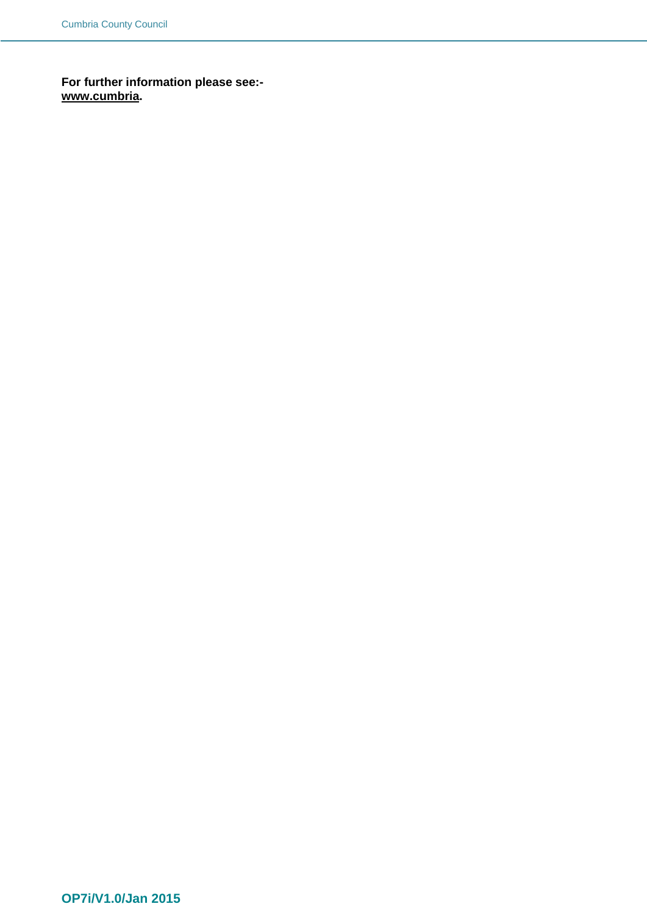**For further information please see:-**
**www.cumbria.**

**OP7i/V1.0/Jan 2015**